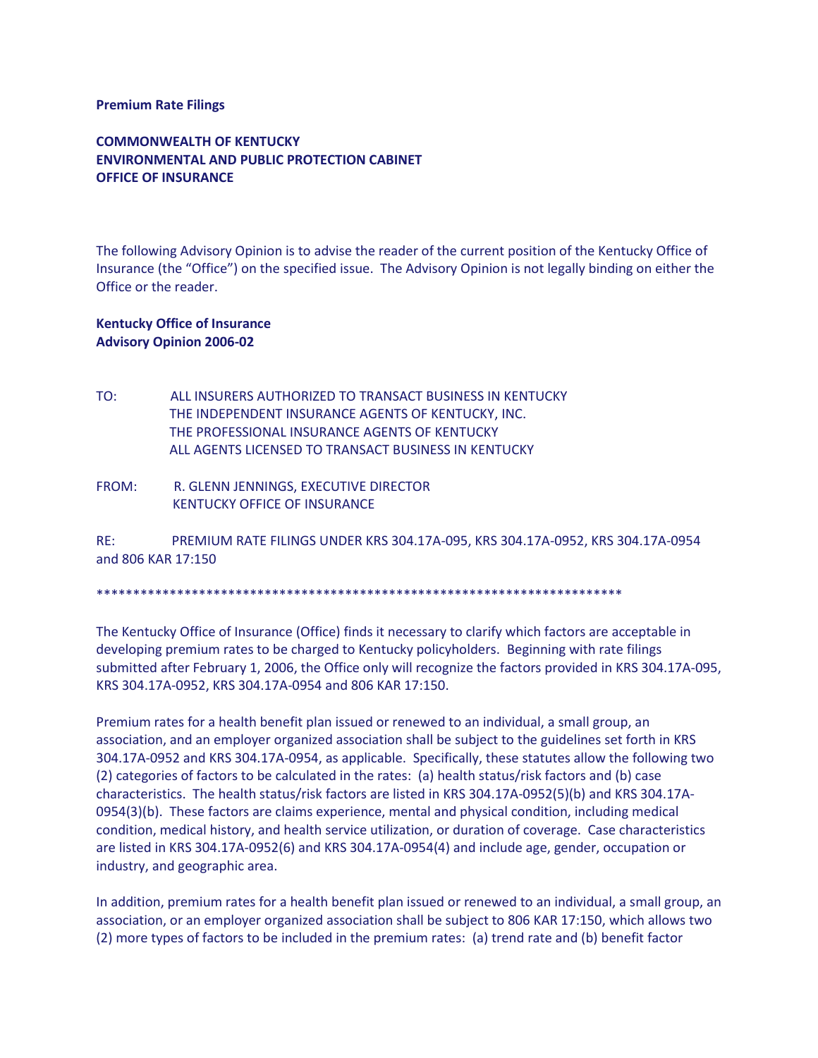**Premium Rate Filings**

**COMMONWEALTH OF KENTUCKY**
**ENVIRONMENTAL AND PUBLIC PROTECTION CABINET**
**OFFICE OF INSURANCE**

The following Advisory Opinion is to advise the reader of the current position of the Kentucky Office of Insurance (the "Office") on the specified issue. The Advisory Opinion is not legally binding on either the Office or the reader.

**Kentucky Office of Insurance**
**Advisory Opinion 2006-02**

TO: ALL INSURERS AUTHORIZED TO TRANSACT BUSINESS IN KENTUCKY
THE INDEPENDENT INSURANCE AGENTS OF KENTUCKY, INC.
THE PROFESSIONAL INSURANCE AGENTS OF KENTUCKY
ALL AGENTS LICENSED TO TRANSACT BUSINESS IN KENTUCKY

FROM: R. GLENN JENNINGS, EXECUTIVE DIRECTOR
KENTUCKY OFFICE OF INSURANCE

RE: PREMIUM RATE FILINGS UNDER KRS 304.17A-095, KRS 304.17A-0952, KRS 304.17A-0954 and 806 KAR 17:150

*************************************************************************

The Kentucky Office of Insurance (Office) finds it necessary to clarify which factors are acceptable in developing premium rates to be charged to Kentucky policyholders. Beginning with rate filings submitted after February 1, 2006, the Office only will recognize the factors provided in KRS 304.17A-095, KRS 304.17A-0952, KRS 304.17A-0954 and 806 KAR 17:150.

Premium rates for a health benefit plan issued or renewed to an individual, a small group, an association, and an employer organized association shall be subject to the guidelines set forth in KRS 304.17A-0952 and KRS 304.17A-0954, as applicable. Specifically, these statutes allow the following two (2) categories of factors to be calculated in the rates: (a) health status/risk factors and (b) case characteristics. The health status/risk factors are listed in KRS 304.17A-0952(5)(b) and KRS 304.17A-0954(3)(b). These factors are claims experience, mental and physical condition, including medical condition, medical history, and health service utilization, or duration of coverage. Case characteristics are listed in KRS 304.17A-0952(6) and KRS 304.17A-0954(4) and include age, gender, occupation or industry, and geographic area.

In addition, premium rates for a health benefit plan issued or renewed to an individual, a small group, an association, or an employer organized association shall be subject to 806 KAR 17:150, which allows two (2) more types of factors to be included in the premium rates: (a) trend rate and (b) benefit factor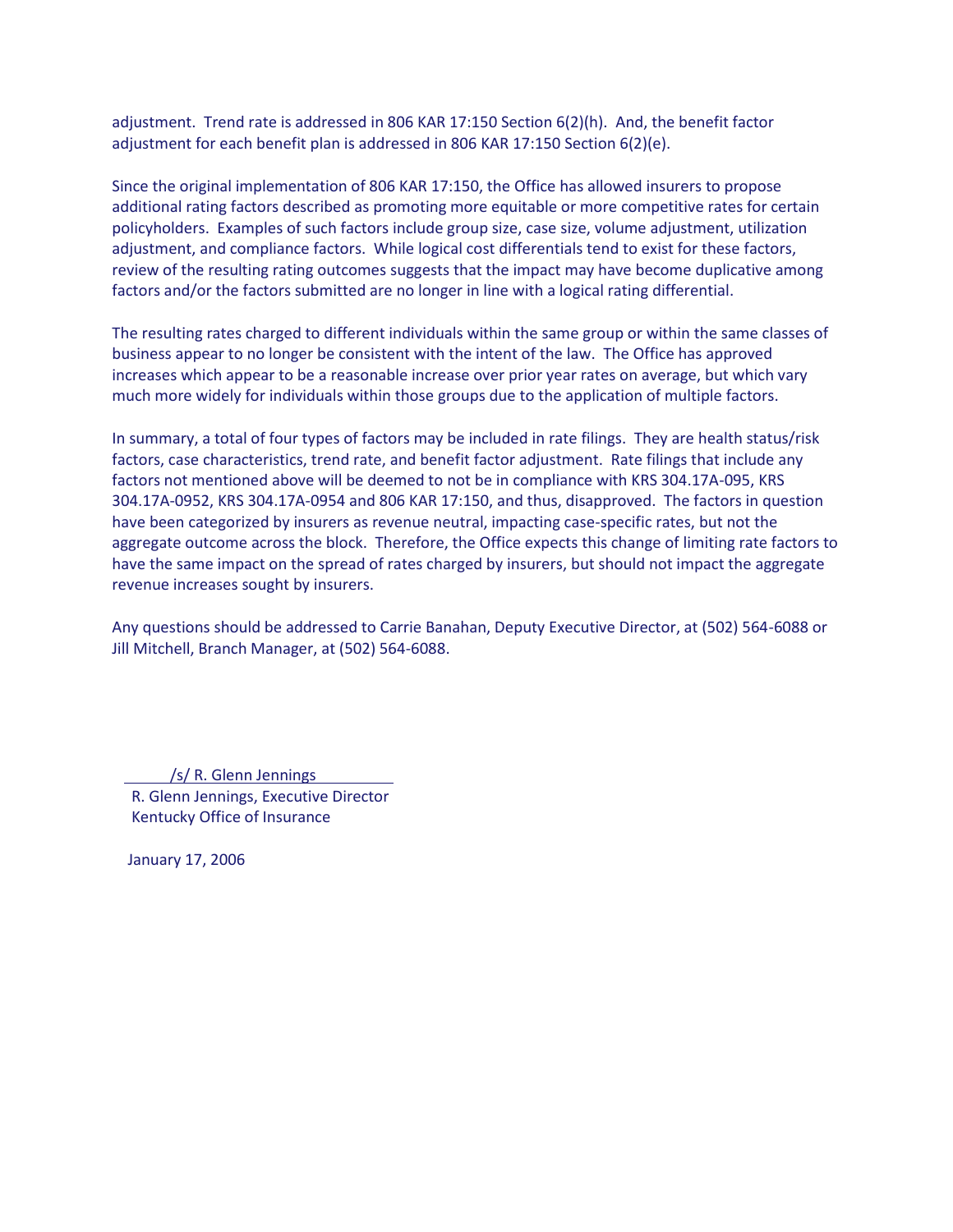adjustment. Trend rate is addressed in 806 KAR 17:150 Section 6(2)(h). And, the benefit factor adjustment for each benefit plan is addressed in 806 KAR 17:150 Section 6(2)(e).

Since the original implementation of 806 KAR 17:150, the Office has allowed insurers to propose additional rating factors described as promoting more equitable or more competitive rates for certain policyholders. Examples of such factors include group size, case size, volume adjustment, utilization adjustment, and compliance factors. While logical cost differentials tend to exist for these factors, review of the resulting rating outcomes suggests that the impact may have become duplicative among factors and/or the factors submitted are no longer in line with a logical rating differential.

The resulting rates charged to different individuals within the same group or within the same classes of business appear to no longer be consistent with the intent of the law. The Office has approved increases which appear to be a reasonable increase over prior year rates on average, but which vary much more widely for individuals within those groups due to the application of multiple factors.

In summary, a total of four types of factors may be included in rate filings. They are health status/risk factors, case characteristics, trend rate, and benefit factor adjustment. Rate filings that include any factors not mentioned above will be deemed to not be in compliance with KRS 304.17A-095, KRS 304.17A-0952, KRS 304.17A-0954 and 806 KAR 17:150, and thus, disapproved. The factors in question have been categorized by insurers as revenue neutral, impacting case-specific rates, but not the aggregate outcome across the block. Therefore, the Office expects this change of limiting rate factors to have the same impact on the spread of rates charged by insurers, but should not impact the aggregate revenue increases sought by insurers.

Any questions should be addressed to Carrie Banahan, Deputy Executive Director, at (502) 564-6088 or Jill Mitchell, Branch Manager, at (502) 564-6088.

/s/ R. Glenn Jennings
R. Glenn Jennings, Executive Director
Kentucky Office of Insurance

January 17, 2006